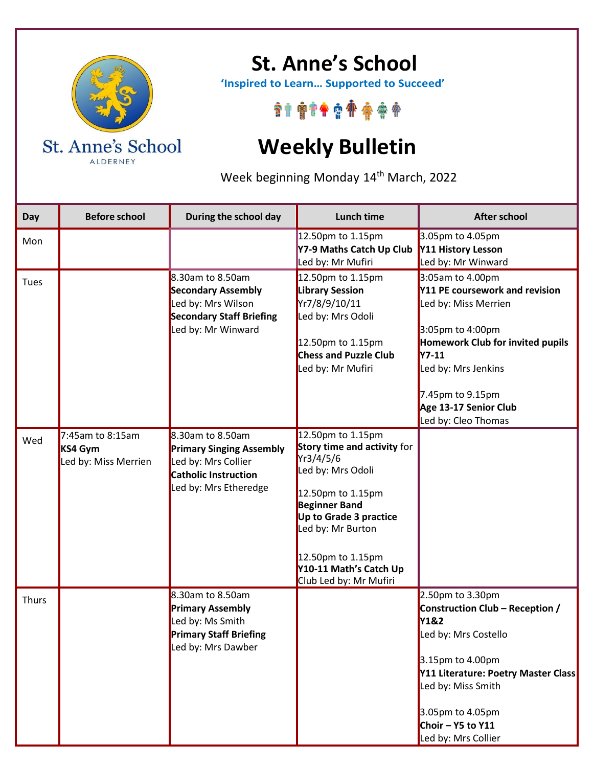# St. Anne's School

St. Anne's School
ALDERNEY

**'Inspired to Learn… Supported to Succeed'**

# Weekly Bulletin

Week beginning Monday 14th March, 2022

| Day | Before school | During the school day | Lunch time | After school |
|---|---|---|---|---|
| Mon | | | 12.50pm to 1.15pm<br>**Y7-9 Maths Catch Up Club**<br>Led by: Mr Mufiri | 3.05pm to 4.05pm<br>**Y11 History Lesson**<br>Led by: Mr Winward |
| Tues | | 8.30am to 8.50am<br>**Secondary Assembly**<br>Led by: Mrs Wilson<br>**Secondary Staff Briefing**<br>Led by: Mr Winward | 12.50pm to 1.15pm<br>**Library Session**<br>Yr7/8/9/10/11<br>Led by: Mrs Odoli<br><br>12.50pm to 1.15pm<br>**Chess and Puzzle Club**<br>Led by: Mr Mufiri | 3:05am to 4.00pm<br>**Y11 PE coursework and revision**<br>Led by: Miss Merrien<br><br>3:05pm to 4:00pm<br>**Homework Club for invited pupils Y7-11**<br>Led by: Mrs Jenkins<br><br>7.45pm to 9.15pm<br>**Age 13-17 Senior Club**<br>Led by: Cleo Thomas |
| Wed | 7:45am to 8:15am<br>**KS4 Gym**<br>Led by: Miss Merrien | 8.30am to 8.50am<br>**Primary Singing Assembly**<br>Led by: Mrs Collier<br>**Catholic Instruction**<br>Led by: Mrs Etheredge | 12.50pm to 1.15pm<br>**Story time and activity** for Yr3/4/5/6<br>Led by: Mrs Odoli<br><br>12.50pm to 1.15pm<br>**Beginner Band**<br>**Up to Grade 3 practice**<br>Led by: Mr Burton<br><br>12.50pm to 1.15pm<br>**Y10-11 Math's Catch Up** Club Led by: Mr Mufiri | |
| Thurs | | 8.30am to 8.50am<br>**Primary Assembly**<br>Led by: Ms Smith<br>**Primary Staff Briefing**<br>Led by: Mrs Dawber | | 2.50pm to 3.30pm<br>**Construction Club – Reception / Y1&2**<br>Led by: Mrs Costello<br><br>3.15pm to 4.00pm<br>**Y11 Literature: Poetry Master Class**<br>Led by: Miss Smith<br><br>3.05pm to 4.05pm<br>**Choir – Y5 to Y11**<br>Led by: Mrs Collier |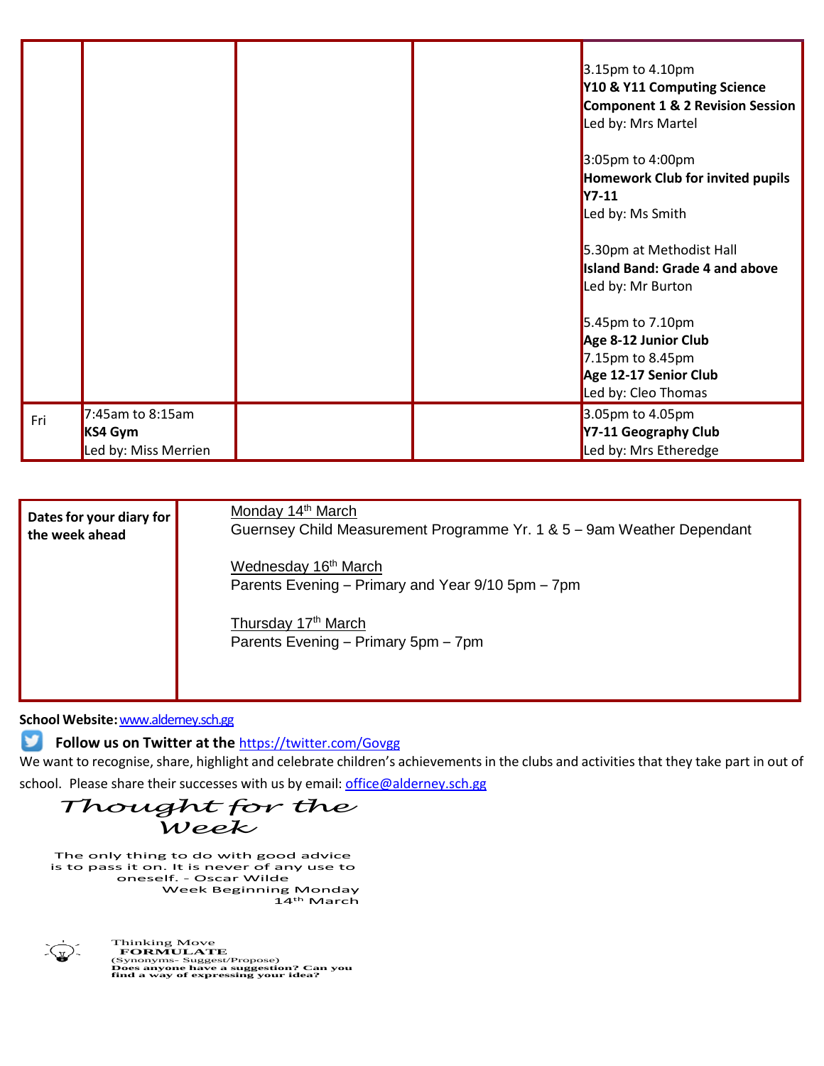| | | | | |
|---|---|---|---|---|
| | | | | 3.15pm to 4.10pm<br>**Y10 & Y11 Computing Science Component 1 & 2 Revision Session**<br>Led by: Mrs Martel<br><br>3:05pm to 4:00pm<br>**Homework Club for invited pupils Y7-11**<br>Led by: Ms Smith<br><br>5.30pm at Methodist Hall<br>**Island Band: Grade 4 and above**<br>Led by: Mr Burton<br><br>5.45pm to 7.10pm<br>**Age 8-12 Junior Club**<br>7.15pm to 8.45pm<br>**Age 12-17 Senior Club**<br>Led by: Cleo Thomas |
| Fri | 7:45am to 8:15am<br>**KS4 Gym**<br>Led by: Miss Merrien | | | 3.05pm to 4.05pm<br>**Y7-11 Geography Club**<br>Led by: Mrs Etheredge |

| | |
|---|---|
| **Dates for your diary for the week ahead** | Monday 14th March<br>Guernsey Child Measurement Programme Yr. 1 & 5 – 9am Weather Dependant<br><br>Wednesday 16th March<br>Parents Evening – Primary and Year 9/10 5pm – 7pm<br><br>Thursday 17th March<br>Parents Evening – Primary 5pm – 7pm |

**School Website:** www.alderney.sch.gg

**Follow us on Twitter at the** https://twitter.com/Govgg

We want to recognise, share, highlight and celebrate children's achievements in the clubs and activities that they take part in out of school. Please share their successes with us by email: office@alderney.sch.gg

## Thought for the Week

The only thing to do with good advice is to pass it on. It is never of any use to oneself. - Oscar Wilde

Week Beginning Monday 14th March

Thinking Move
**FORMULATE**
(Synonyms- Suggest/Propose)
**Does anyone have a suggestion? Can you find a way of expressing your idea?**